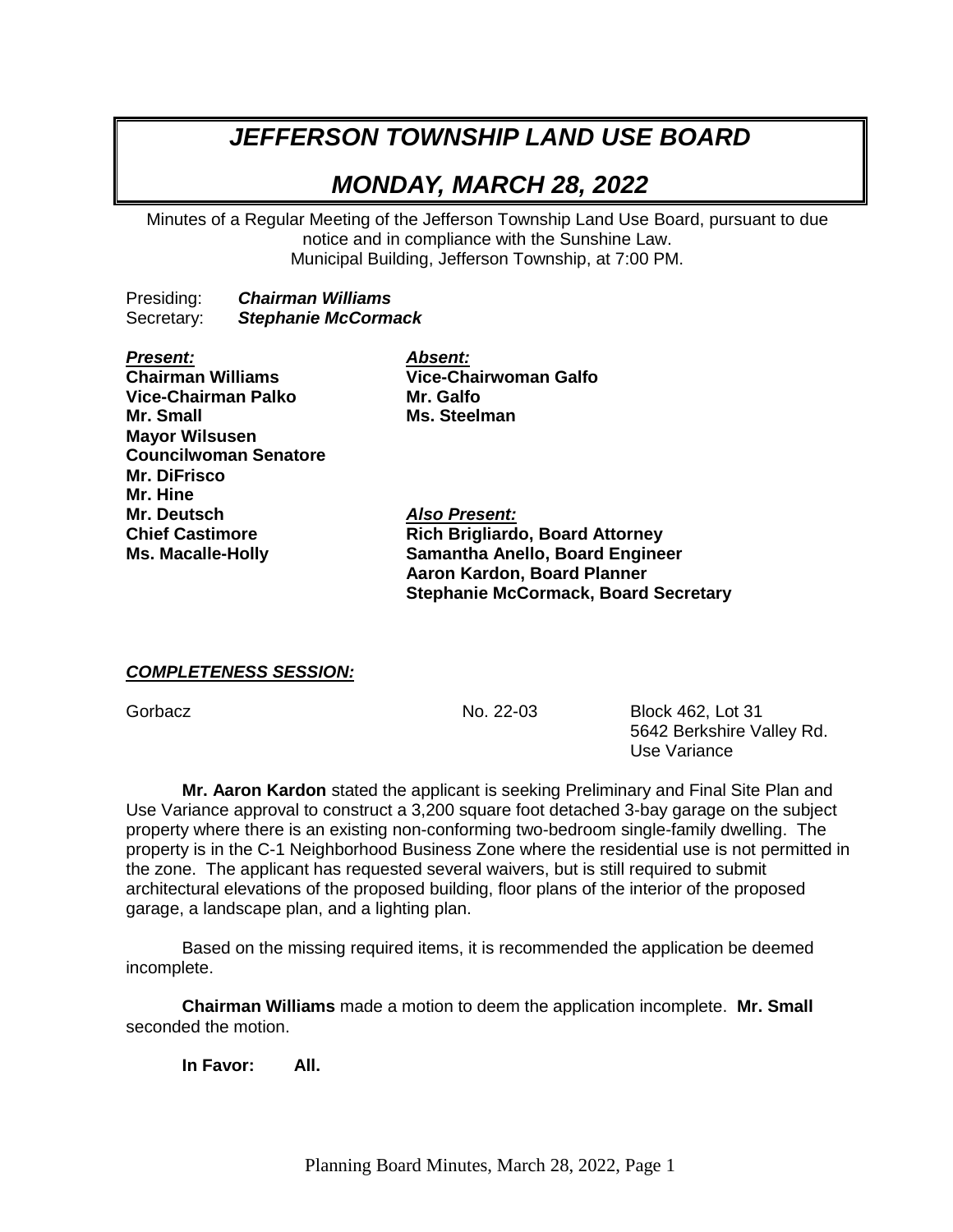# *JEFFERSON TOWNSHIP LAND USE BOARD*

## *MONDAY, MARCH 28, 2022*

Minutes of a Regular Meeting of the Jefferson Township Land Use Board, pursuant to due notice and in compliance with the Sunshine Law.
Municipal Building, Jefferson Township, at 7:00 PM.

Presiding: ***Chairman Williams***
Secretary: ***Stephanie McCormack***

***Present:***
**Chairman Williams**
**Vice-Chairman Palko**
**Mr. Small**
**Mayor Wilsusen**
**Councilwoman Senatore**
**Mr. DiFrisco**
**Mr. Hine**
**Mr. Deutsch**
**Chief Castimore**
**Ms. Macalle-Holly**

***Absent:***
**Vice-Chairwoman Galfo**
**Mr. Galfo**
**Ms. Steelman**

***Also Present:***
**Rich Brigliardo, Board Attorney**
**Samantha Anello, Board Engineer**
**Aaron Kardon, Board Planner**
**Stephanie McCormack, Board Secretary**

***COMPLETENESS SESSION:***

Gorbacz — No. 22-03 — Block 462, Lot 31
5642 Berkshire Valley Rd.
Use Variance

**Mr. Aaron Kardon** stated the applicant is seeking Preliminary and Final Site Plan and Use Variance approval to construct a 3,200 square foot detached 3-bay garage on the subject property where there is an existing non-conforming two-bedroom single-family dwelling. The property is in the C-1 Neighborhood Business Zone where the residential use is not permitted in the zone. The applicant has requested several waivers, but is still required to submit architectural elevations of the proposed building, floor plans of the interior of the proposed garage, a landscape plan, and a lighting plan.

Based on the missing required items, it is recommended the application be deemed incomplete.

**Chairman Williams** made a motion to deem the application incomplete. **Mr. Small** seconded the motion.

**In Favor: All.**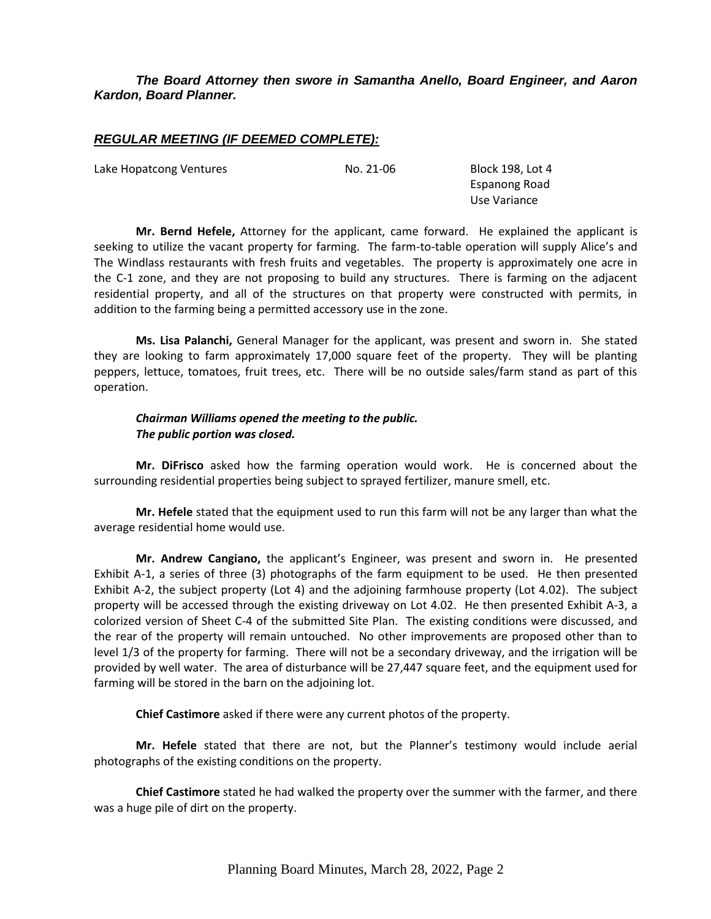***The Board Attorney then swore in Samantha Anello, Board Engineer, and Aaron Kardon, Board Planner.***

## ***REGULAR MEETING (IF DEEMED COMPLETE):***

| Lake Hopatcong Ventures | No. 21-06 | Block 198, Lot 4 |
|---|---|---|
| | | Espanong Road |
| | | Use Variance |

**Mr. Bernd Hefele,** Attorney for the applicant, came forward. He explained the applicant is seeking to utilize the vacant property for farming. The farm-to-table operation will supply Alice's and The Windlass restaurants with fresh fruits and vegetables. The property is approximately one acre in the C-1 zone, and they are not proposing to build any structures. There is farming on the adjacent residential property, and all of the structures on that property were constructed with permits, in addition to the farming being a permitted accessory use in the zone.

**Ms. Lisa Palanchi,** General Manager for the applicant, was present and sworn in. She stated they are looking to farm approximately 17,000 square feet of the property. They will be planting peppers, lettuce, tomatoes, fruit trees, etc. There will be no outside sales/farm stand as part of this operation.

***Chairman Williams opened the meeting to the public.***
***The public portion was closed.***

**Mr. DiFrisco** asked how the farming operation would work. He is concerned about the surrounding residential properties being subject to sprayed fertilizer, manure smell, etc.

**Mr. Hefele** stated that the equipment used to run this farm will not be any larger than what the average residential home would use.

**Mr. Andrew Cangiano,** the applicant's Engineer, was present and sworn in. He presented Exhibit A-1, a series of three (3) photographs of the farm equipment to be used. He then presented Exhibit A-2, the subject property (Lot 4) and the adjoining farmhouse property (Lot 4.02). The subject property will be accessed through the existing driveway on Lot 4.02. He then presented Exhibit A-3, a colorized version of Sheet C-4 of the submitted Site Plan. The existing conditions were discussed, and the rear of the property will remain untouched. No other improvements are proposed other than to level 1/3 of the property for farming. There will not be a secondary driveway, and the irrigation will be provided by well water. The area of disturbance will be 27,447 square feet, and the equipment used for farming will be stored in the barn on the adjoining lot.

**Chief Castimore** asked if there were any current photos of the property.

**Mr. Hefele** stated that there are not, but the Planner's testimony would include aerial photographs of the existing conditions on the property.

**Chief Castimore** stated he had walked the property over the summer with the farmer, and there was a huge pile of dirt on the property.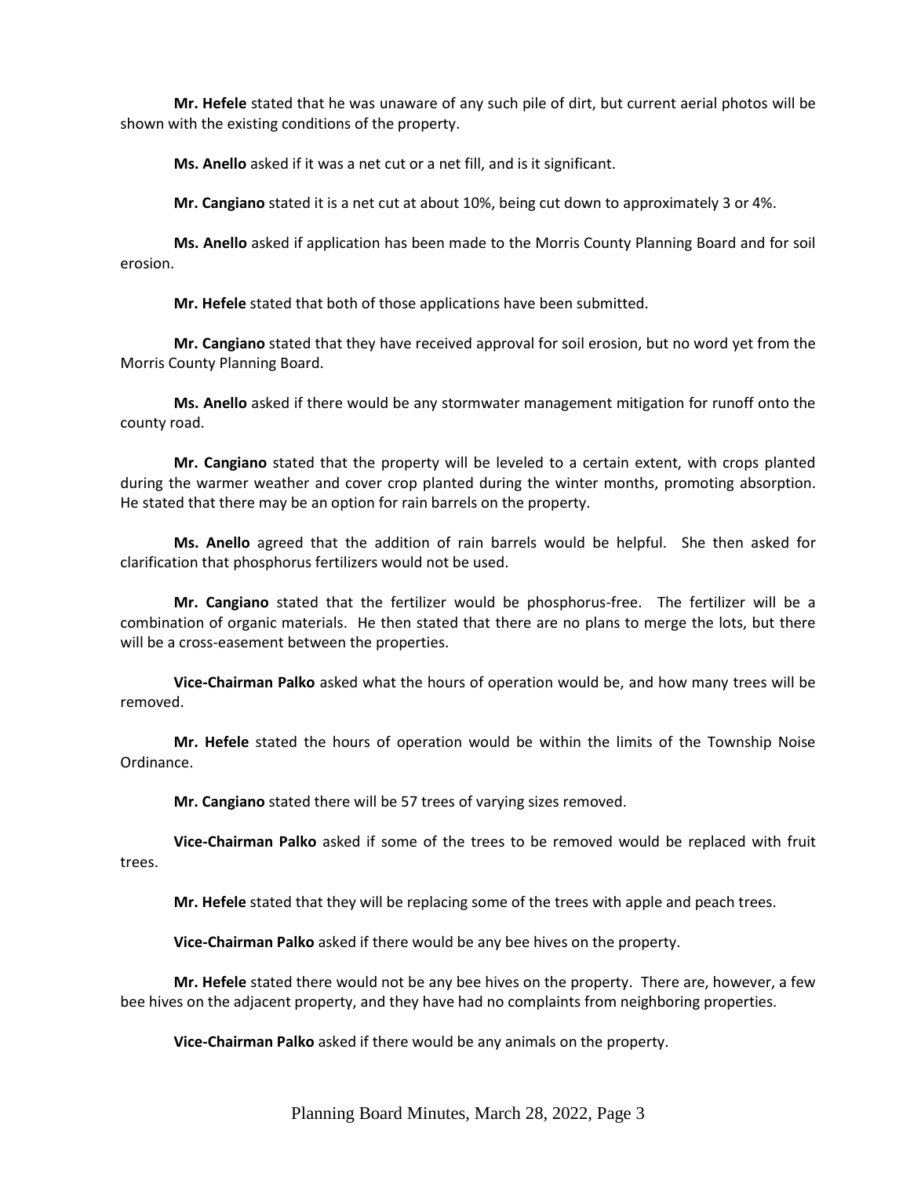**Mr. Hefele** stated that he was unaware of any such pile of dirt, but current aerial photos will be shown with the existing conditions of the property.

**Ms. Anello** asked if it was a net cut or a net fill, and is it significant.

**Mr. Cangiano** stated it is a net cut at about 10%, being cut down to approximately 3 or 4%.

**Ms. Anello** asked if application has been made to the Morris County Planning Board and for soil erosion.

**Mr. Hefele** stated that both of those applications have been submitted.

**Mr. Cangiano** stated that they have received approval for soil erosion, but no word yet from the Morris County Planning Board.

**Ms. Anello** asked if there would be any stormwater management mitigation for runoff onto the county road.

**Mr. Cangiano** stated that the property will be leveled to a certain extent, with crops planted during the warmer weather and cover crop planted during the winter months, promoting absorption. He stated that there may be an option for rain barrels on the property.

**Ms. Anello** agreed that the addition of rain barrels would be helpful. She then asked for clarification that phosphorus fertilizers would not be used.

**Mr. Cangiano** stated that the fertilizer would be phosphorus-free. The fertilizer will be a combination of organic materials. He then stated that there are no plans to merge the lots, but there will be a cross-easement between the properties.

**Vice-Chairman Palko** asked what the hours of operation would be, and how many trees will be removed.

**Mr. Hefele** stated the hours of operation would be within the limits of the Township Noise Ordinance.

**Mr. Cangiano** stated there will be 57 trees of varying sizes removed.

**Vice-Chairman Palko** asked if some of the trees to be removed would be replaced with fruit trees.

**Mr. Hefele** stated that they will be replacing some of the trees with apple and peach trees.

**Vice-Chairman Palko** asked if there would be any bee hives on the property.

**Mr. Hefele** stated there would not be any bee hives on the property. There are, however, a few bee hives on the adjacent property, and they have had no complaints from neighboring properties.

**Vice-Chairman Palko** asked if there would be any animals on the property.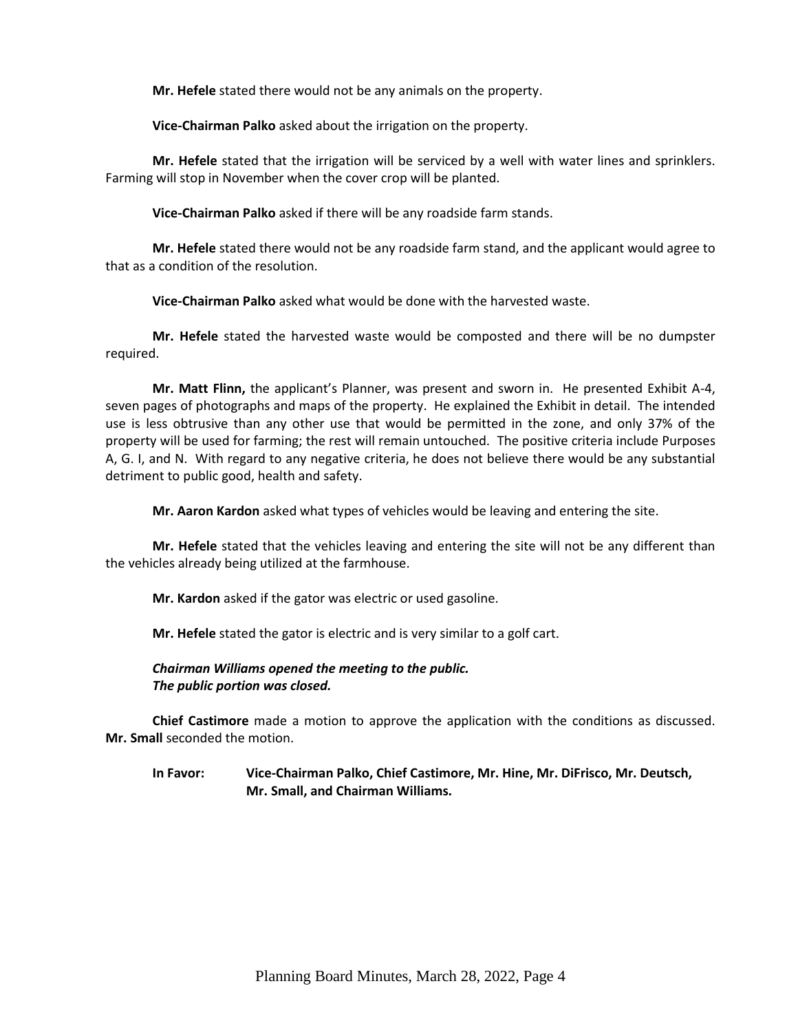**Mr. Hefele** stated there would not be any animals on the property.

**Vice-Chairman Palko** asked about the irrigation on the property.

**Mr. Hefele** stated that the irrigation will be serviced by a well with water lines and sprinklers. Farming will stop in November when the cover crop will be planted.

**Vice-Chairman Palko** asked if there will be any roadside farm stands.

**Mr. Hefele** stated there would not be any roadside farm stand, and the applicant would agree to that as a condition of the resolution.

**Vice-Chairman Palko** asked what would be done with the harvested waste.

**Mr. Hefele** stated the harvested waste would be composted and there will be no dumpster required.

**Mr. Matt Flinn,** the applicant's Planner, was present and sworn in. He presented Exhibit A-4, seven pages of photographs and maps of the property. He explained the Exhibit in detail. The intended use is less obtrusive than any other use that would be permitted in the zone, and only 37% of the property will be used for farming; the rest will remain untouched. The positive criteria include Purposes A, G. I, and N. With regard to any negative criteria, he does not believe there would be any substantial detriment to public good, health and safety.

**Mr. Aaron Kardon** asked what types of vehicles would be leaving and entering the site.

**Mr. Hefele** stated that the vehicles leaving and entering the site will not be any different than the vehicles already being utilized at the farmhouse.

**Mr. Kardon** asked if the gator was electric or used gasoline.

**Mr. Hefele** stated the gator is electric and is very similar to a golf cart.

***Chairman Williams opened the meeting to the public.***
***The public portion was closed.***

**Chief Castimore** made a motion to approve the application with the conditions as discussed. **Mr. Small** seconded the motion.

**In Favor:** **Vice-Chairman Palko, Chief Castimore, Mr. Hine, Mr. DiFrisco, Mr. Deutsch, Mr. Small, and Chairman Williams.**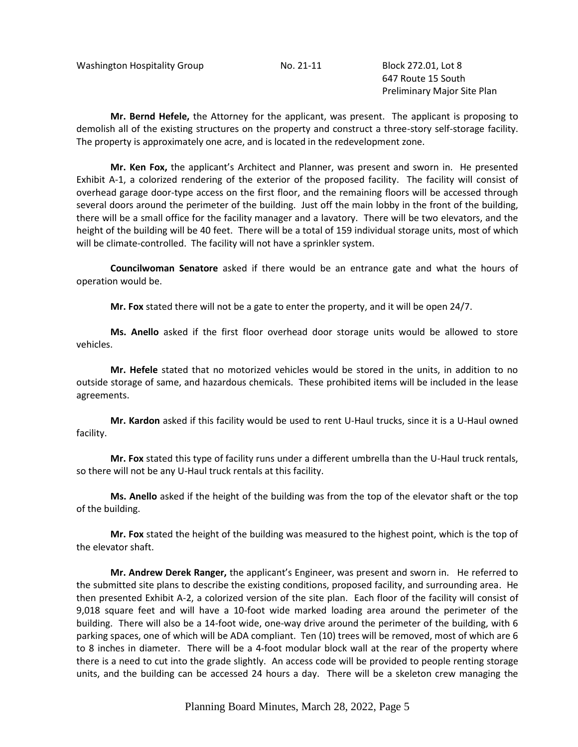Washington Hospitality Group No. 21-11 Block 272.01, Lot 8
647 Route 15 South
Preliminary Major Site Plan

**Mr. Bernd Hefele,** the Attorney for the applicant, was present. The applicant is proposing to demolish all of the existing structures on the property and construct a three-story self-storage facility. The property is approximately one acre, and is located in the redevelopment zone.

**Mr. Ken Fox,** the applicant's Architect and Planner, was present and sworn in. He presented Exhibit A-1, a colorized rendering of the exterior of the proposed facility. The facility will consist of overhead garage door-type access on the first floor, and the remaining floors will be accessed through several doors around the perimeter of the building. Just off the main lobby in the front of the building, there will be a small office for the facility manager and a lavatory. There will be two elevators, and the height of the building will be 40 feet. There will be a total of 159 individual storage units, most of which will be climate-controlled. The facility will not have a sprinkler system.

**Councilwoman Senatore** asked if there would be an entrance gate and what the hours of operation would be.

**Mr. Fox** stated there will not be a gate to enter the property, and it will be open 24/7.

**Ms. Anello** asked if the first floor overhead door storage units would be allowed to store vehicles.

**Mr. Hefele** stated that no motorized vehicles would be stored in the units, in addition to no outside storage of same, and hazardous chemicals. These prohibited items will be included in the lease agreements.

**Mr. Kardon** asked if this facility would be used to rent U-Haul trucks, since it is a U-Haul owned facility.

**Mr. Fox** stated this type of facility runs under a different umbrella than the U-Haul truck rentals, so there will not be any U-Haul truck rentals at this facility.

**Ms. Anello** asked if the height of the building was from the top of the elevator shaft or the top of the building.

**Mr. Fox** stated the height of the building was measured to the highest point, which is the top of the elevator shaft.

**Mr. Andrew Derek Ranger,** the applicant's Engineer, was present and sworn in. He referred to the submitted site plans to describe the existing conditions, proposed facility, and surrounding area. He then presented Exhibit A-2, a colorized version of the site plan. Each floor of the facility will consist of 9,018 square feet and will have a 10-foot wide marked loading area around the perimeter of the building. There will also be a 14-foot wide, one-way drive around the perimeter of the building, with 6 parking spaces, one of which will be ADA compliant. Ten (10) trees will be removed, most of which are 6 to 8 inches in diameter. There will be a 4-foot modular block wall at the rear of the property where there is a need to cut into the grade slightly. An access code will be provided to people renting storage units, and the building can be accessed 24 hours a day. There will be a skeleton crew managing the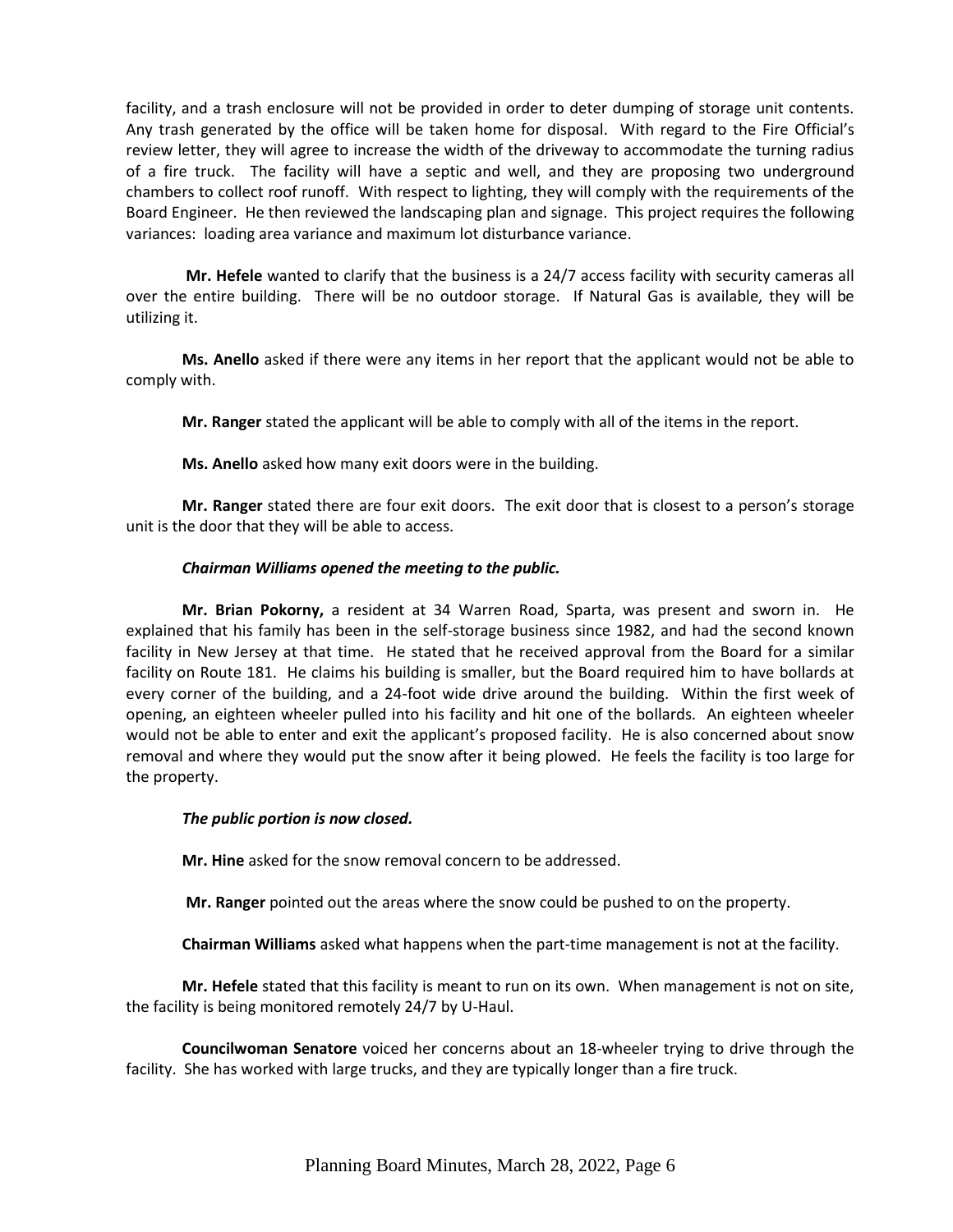facility, and a trash enclosure will not be provided in order to deter dumping of storage unit contents. Any trash generated by the office will be taken home for disposal. With regard to the Fire Official's review letter, they will agree to increase the width of the driveway to accommodate the turning radius of a fire truck. The facility will have a septic and well, and they are proposing two underground chambers to collect roof runoff. With respect to lighting, they will comply with the requirements of the Board Engineer. He then reviewed the landscaping plan and signage. This project requires the following variances: loading area variance and maximum lot disturbance variance.

**Mr. Hefele** wanted to clarify that the business is a 24/7 access facility with security cameras all over the entire building. There will be no outdoor storage. If Natural Gas is available, they will be utilizing it.

**Ms. Anello** asked if there were any items in her report that the applicant would not be able to comply with.

**Mr. Ranger** stated the applicant will be able to comply with all of the items in the report.

**Ms. Anello** asked how many exit doors were in the building.

**Mr. Ranger** stated there are four exit doors. The exit door that is closest to a person's storage unit is the door that they will be able to access.

***Chairman Williams opened the meeting to the public.***

**Mr. Brian Pokorny,** a resident at 34 Warren Road, Sparta, was present and sworn in. He explained that his family has been in the self-storage business since 1982, and had the second known facility in New Jersey at that time. He stated that he received approval from the Board for a similar facility on Route 181. He claims his building is smaller, but the Board required him to have bollards at every corner of the building, and a 24-foot wide drive around the building. Within the first week of opening, an eighteen wheeler pulled into his facility and hit one of the bollards. An eighteen wheeler would not be able to enter and exit the applicant's proposed facility. He is also concerned about snow removal and where they would put the snow after it being plowed. He feels the facility is too large for the property.

***The public portion is now closed.***

**Mr. Hine** asked for the snow removal concern to be addressed.

**Mr. Ranger** pointed out the areas where the snow could be pushed to on the property.

**Chairman Williams** asked what happens when the part-time management is not at the facility.

**Mr. Hefele** stated that this facility is meant to run on its own. When management is not on site, the facility is being monitored remotely 24/7 by U-Haul.

**Councilwoman Senatore** voiced her concerns about an 18-wheeler trying to drive through the facility. She has worked with large trucks, and they are typically longer than a fire truck.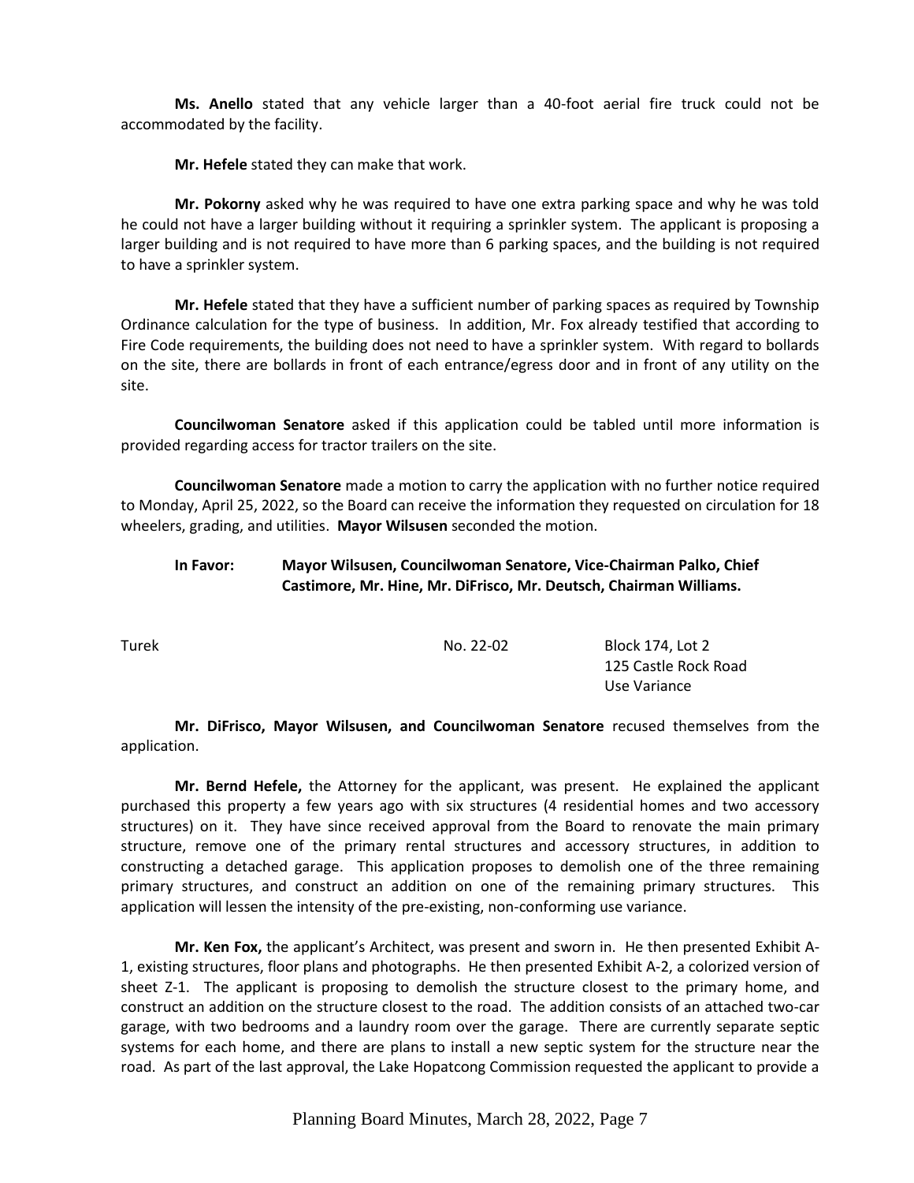**Ms. Anello** stated that any vehicle larger than a 40-foot aerial fire truck could not be accommodated by the facility.

**Mr. Hefele** stated they can make that work.

**Mr. Pokorny** asked why he was required to have one extra parking space and why he was told he could not have a larger building without it requiring a sprinkler system. The applicant is proposing a larger building and is not required to have more than 6 parking spaces, and the building is not required to have a sprinkler system.

**Mr. Hefele** stated that they have a sufficient number of parking spaces as required by Township Ordinance calculation for the type of business. In addition, Mr. Fox already testified that according to Fire Code requirements, the building does not need to have a sprinkler system. With regard to bollards on the site, there are bollards in front of each entrance/egress door and in front of any utility on the site.

**Councilwoman Senatore** asked if this application could be tabled until more information is provided regarding access for tractor trailers on the site.

**Councilwoman Senatore** made a motion to carry the application with no further notice required to Monday, April 25, 2022, so the Board can receive the information they requested on circulation for 18 wheelers, grading, and utilities. **Mayor Wilsusen** seconded the motion.

**In Favor: Mayor Wilsusen, Councilwoman Senatore, Vice-Chairman Palko, Chief Castimore, Mr. Hine, Mr. DiFrisco, Mr. Deutsch, Chairman Williams.**

Turek — No. 22-02 — Block 174, Lot 2
125 Castle Rock Road
Use Variance

**Mr. DiFrisco, Mayor Wilsusen, and Councilwoman Senatore** recused themselves from the application.

**Mr. Bernd Hefele,** the Attorney for the applicant, was present. He explained the applicant purchased this property a few years ago with six structures (4 residential homes and two accessory structures) on it. They have since received approval from the Board to renovate the main primary structure, remove one of the primary rental structures and accessory structures, in addition to constructing a detached garage. This application proposes to demolish one of the three remaining primary structures, and construct an addition on one of the remaining primary structures. This application will lessen the intensity of the pre-existing, non-conforming use variance.

**Mr. Ken Fox,** the applicant's Architect, was present and sworn in. He then presented Exhibit A-1, existing structures, floor plans and photographs. He then presented Exhibit A-2, a colorized version of sheet Z-1. The applicant is proposing to demolish the structure closest to the primary home, and construct an addition on the structure closest to the road. The addition consists of an attached two-car garage, with two bedrooms and a laundry room over the garage. There are currently separate septic systems for each home, and there are plans to install a new septic system for the structure near the road. As part of the last approval, the Lake Hopatcong Commission requested the applicant to provide a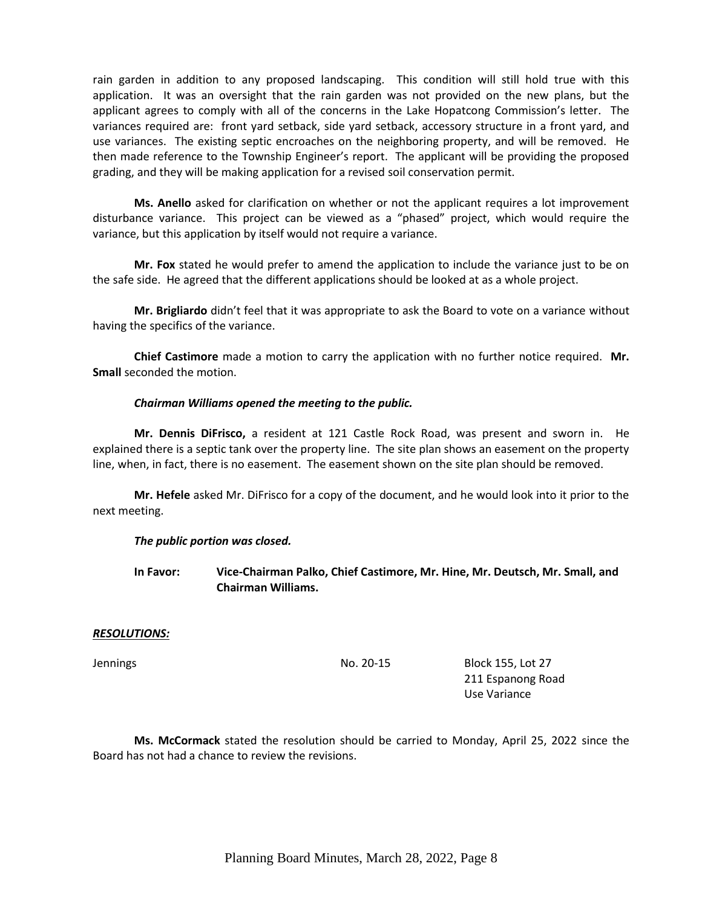rain garden in addition to any proposed landscaping. This condition will still hold true with this application. It was an oversight that the rain garden was not provided on the new plans, but the applicant agrees to comply with all of the concerns in the Lake Hopatcong Commission's letter. The variances required are: front yard setback, side yard setback, accessory structure in a front yard, and use variances. The existing septic encroaches on the neighboring property, and will be removed. He then made reference to the Township Engineer's report. The applicant will be providing the proposed grading, and they will be making application for a revised soil conservation permit.

**Ms. Anello** asked for clarification on whether or not the applicant requires a lot improvement disturbance variance. This project can be viewed as a "phased" project, which would require the variance, but this application by itself would not require a variance.

**Mr. Fox** stated he would prefer to amend the application to include the variance just to be on the safe side. He agreed that the different applications should be looked at as a whole project.

**Mr. Brigliardo** didn't feel that it was appropriate to ask the Board to vote on a variance without having the specifics of the variance.

**Chief Castimore** made a motion to carry the application with no further notice required. **Mr. Small** seconded the motion.

***Chairman Williams opened the meeting to the public.***

**Mr. Dennis DiFrisco,** a resident at 121 Castle Rock Road, was present and sworn in. He explained there is a septic tank over the property line. The site plan shows an easement on the property line, when, in fact, there is no easement. The easement shown on the site plan should be removed.

**Mr. Hefele** asked Mr. DiFrisco for a copy of the document, and he would look into it prior to the next meeting.

***The public portion was closed.***

**In Favor: Vice-Chairman Palko, Chief Castimore, Mr. Hine, Mr. Deutsch, Mr. Small, and Chairman Williams.**

***RESOLUTIONS:***

Jennings — No. 20-15 — Block 155, Lot 27
211 Espanong Road
Use Variance

**Ms. McCormack** stated the resolution should be carried to Monday, April 25, 2022 since the Board has not had a chance to review the revisions.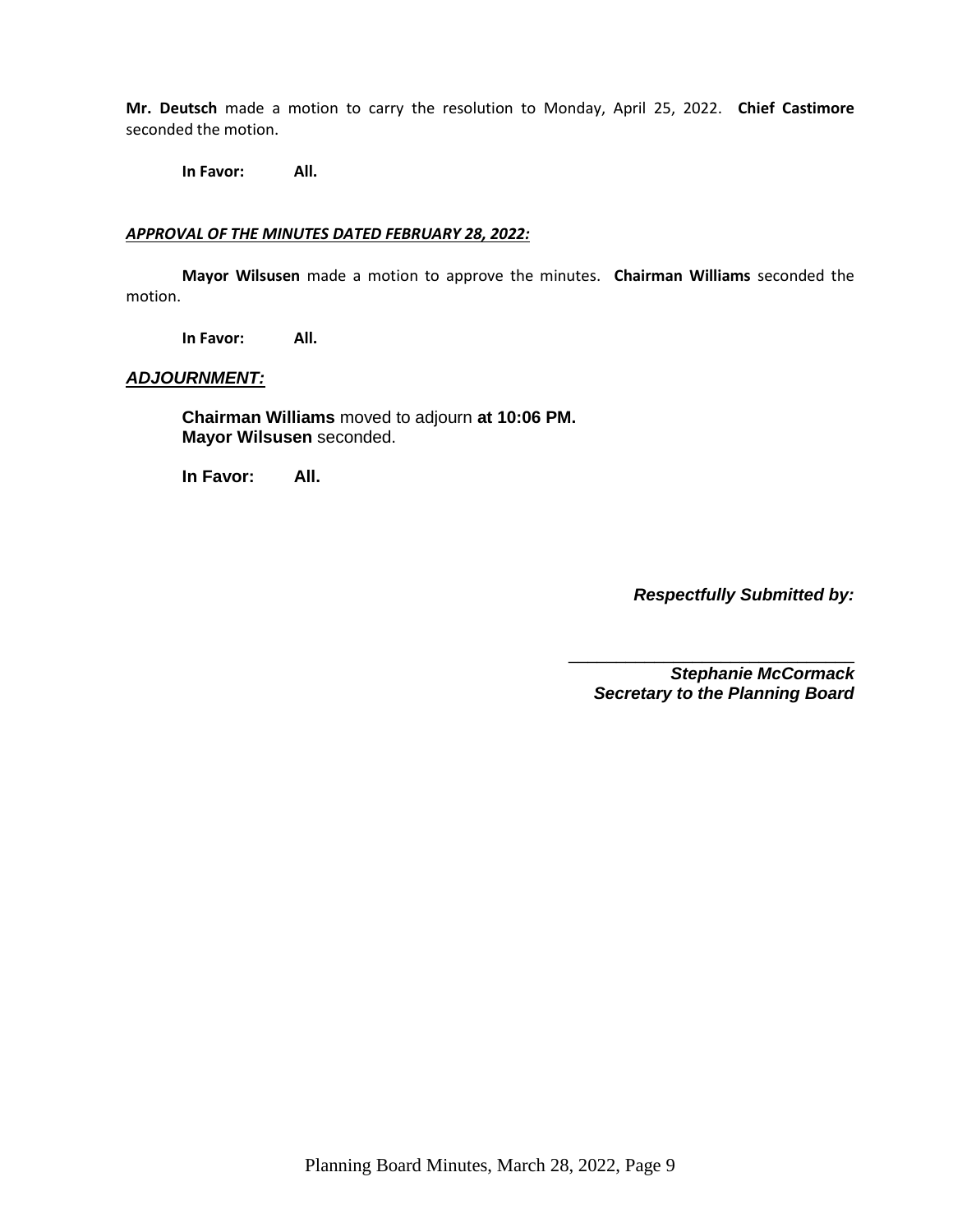**Mr. Deutsch** made a motion to carry the resolution to Monday, April 25, 2022. **Chief Castimore** seconded the motion.

**In Favor: All.**

***APPROVAL OF THE MINUTES DATED FEBRUARY 28, 2022:***

**Mayor Wilsusen** made a motion to approve the minutes. **Chairman Williams** seconded the motion.

**In Favor: All.**

***ADJOURNMENT:***

**Chairman Williams** moved to adjourn **at 10:06 PM.**
**Mayor Wilsusen** seconded.

**In Favor: All.**

***Respectfully Submitted by:***

_______________________________
***Stephanie McCormack***
***Secretary to the Planning Board***